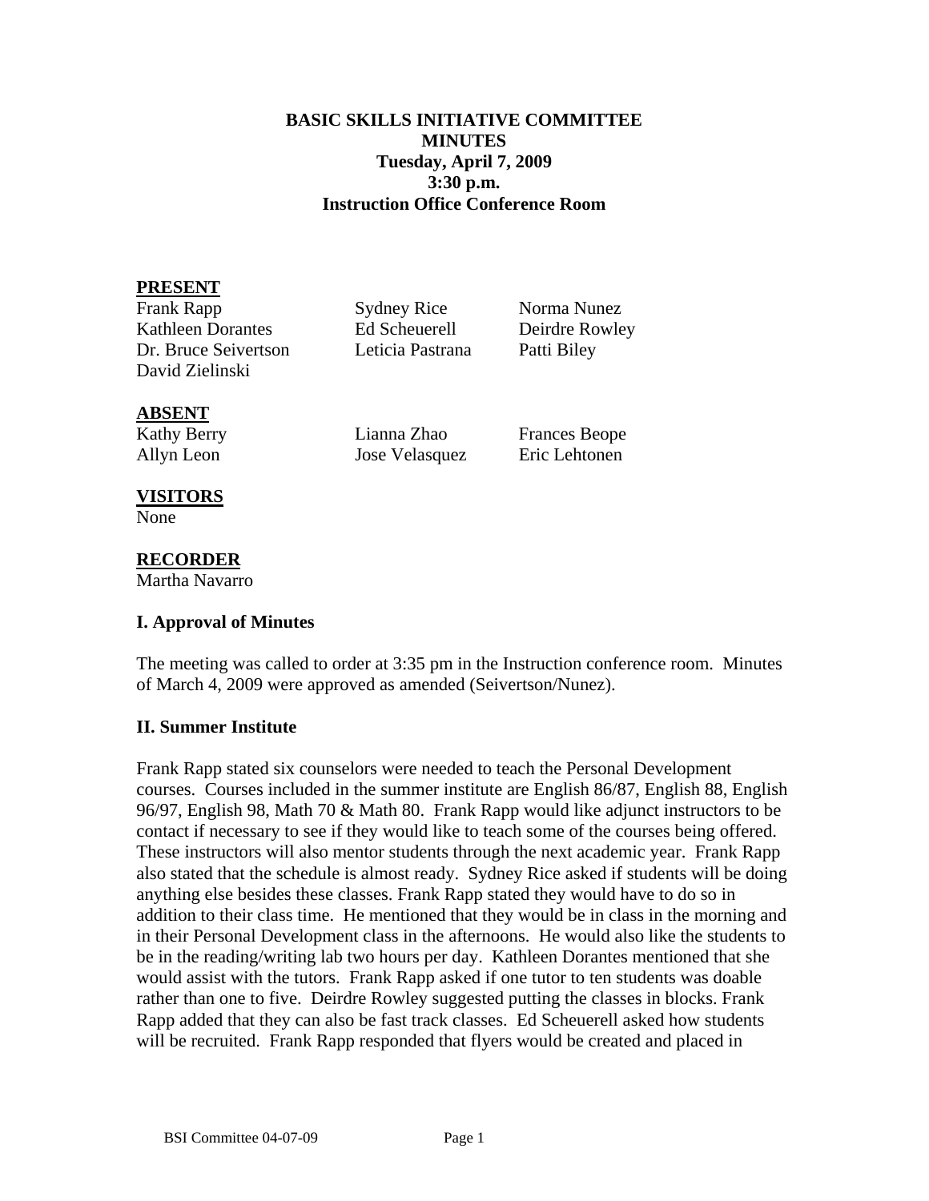# BASIC SKILLS INITIATIVE COMMITTEE
## MINUTES
### Tuesday, April 7, 2009
### 3:30 p.m.
### Instruction Office Conference Room

**PRESENT**

| | | |
|---|---|---|
| Frank Rapp | Sydney Rice | Norma Nunez |
| Kathleen Dorantes | Ed Scheuerell | Deirdre Rowley |
| Dr. Bruce Seivertson | Leticia Pastrana | Patti Biley |
| David Zielinski | | |

**ABSENT**

| | | |
|---|---|---|
| Kathy Berry | Lianna Zhao | Frances Beope |
| Allyn Leon | Jose Velasquez | Eric Lehtonen |

**VISITORS**

None

**RECORDER**

Martha Navarro

### I. Approval of Minutes

The meeting was called to order at 3:35 pm in the Instruction conference room. Minutes of March 4, 2009 were approved as amended (Seivertson/Nunez).

### II. Summer Institute

Frank Rapp stated six counselors were needed to teach the Personal Development courses. Courses included in the summer institute are English 86/87, English 88, English 96/97, English 98, Math 70 & Math 80. Frank Rapp would like adjunct instructors to be contact if necessary to see if they would like to teach some of the courses being offered. These instructors will also mentor students through the next academic year. Frank Rapp also stated that the schedule is almost ready. Sydney Rice asked if students will be doing anything else besides these classes. Frank Rapp stated they would have to do so in addition to their class time. He mentioned that they would be in class in the morning and in their Personal Development class in the afternoons. He would also like the students to be in the reading/writing lab two hours per day. Kathleen Dorantes mentioned that she would assist with the tutors. Frank Rapp asked if one tutor to ten students was doable rather than one to five. Deirdre Rowley suggested putting the classes in blocks. Frank Rapp added that they can also be fast track classes. Ed Scheuerell asked how students will be recruited. Frank Rapp responded that flyers would be created and placed in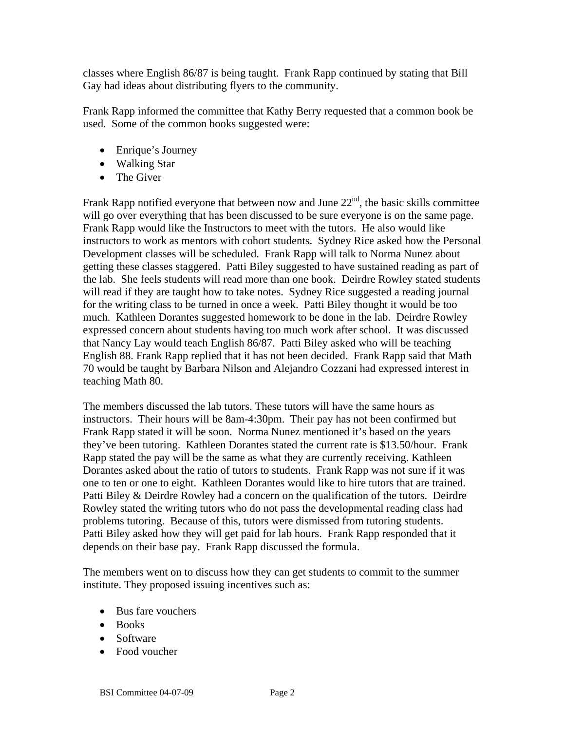classes where English 86/87 is being taught. Frank Rapp continued by stating that Bill Gay had ideas about distributing flyers to the community.

Frank Rapp informed the committee that Kathy Berry requested that a common book be used. Some of the common books suggested were:

- Enrique's Journey
- Walking Star
- The Giver

Frank Rapp notified everyone that between now and June 22nd, the basic skills committee will go over everything that has been discussed to be sure everyone is on the same page. Frank Rapp would like the Instructors to meet with the tutors. He also would like instructors to work as mentors with cohort students. Sydney Rice asked how the Personal Development classes will be scheduled. Frank Rapp will talk to Norma Nunez about getting these classes staggered. Patti Biley suggested to have sustained reading as part of the lab. She feels students will read more than one book. Deirdre Rowley stated students will read if they are taught how to take notes. Sydney Rice suggested a reading journal for the writing class to be turned in once a week. Patti Biley thought it would be too much. Kathleen Dorantes suggested homework to be done in the lab. Deirdre Rowley expressed concern about students having too much work after school. It was discussed that Nancy Lay would teach English 86/87. Patti Biley asked who will be teaching English 88. Frank Rapp replied that it has not been decided. Frank Rapp said that Math 70 would be taught by Barbara Nilson and Alejandro Cozzani had expressed interest in teaching Math 80.

The members discussed the lab tutors. These tutors will have the same hours as instructors. Their hours will be 8am-4:30pm. Their pay has not been confirmed but Frank Rapp stated it will be soon. Norma Nunez mentioned it's based on the years they've been tutoring. Kathleen Dorantes stated the current rate is $13.50/hour. Frank Rapp stated the pay will be the same as what they are currently receiving. Kathleen Dorantes asked about the ratio of tutors to students. Frank Rapp was not sure if it was one to ten or one to eight. Kathleen Dorantes would like to hire tutors that are trained. Patti Biley & Deirdre Rowley had a concern on the qualification of the tutors. Deirdre Rowley stated the writing tutors who do not pass the developmental reading class had problems tutoring. Because of this, tutors were dismissed from tutoring students. Patti Biley asked how they will get paid for lab hours. Frank Rapp responded that it depends on their base pay. Frank Rapp discussed the formula.

The members went on to discuss how they can get students to commit to the summer institute. They proposed issuing incentives such as:

- Bus fare vouchers
- Books
- Software
- Food voucher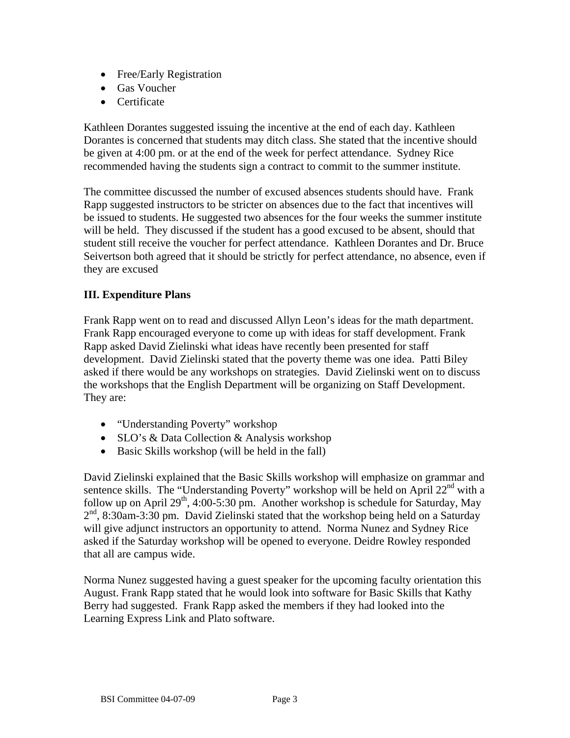- Free/Early Registration
- Gas Voucher
- Certificate

Kathleen Dorantes suggested issuing the incentive at the end of each day. Kathleen Dorantes is concerned that students may ditch class. She stated that the incentive should be given at 4:00 pm. or at the end of the week for perfect attendance. Sydney Rice recommended having the students sign a contract to commit to the summer institute.

The committee discussed the number of excused absences students should have. Frank Rapp suggested instructors to be stricter on absences due to the fact that incentives will be issued to students. He suggested two absences for the four weeks the summer institute will be held. They discussed if the student has a good excused to be absent, should that student still receive the voucher for perfect attendance. Kathleen Dorantes and Dr. Bruce Seivertson both agreed that it should be strictly for perfect attendance, no absence, even if they are excused

**III. Expenditure Plans**

Frank Rapp went on to read and discussed Allyn Leon's ideas for the math department. Frank Rapp encouraged everyone to come up with ideas for staff development. Frank Rapp asked David Zielinski what ideas have recently been presented for staff development. David Zielinski stated that the poverty theme was one idea. Patti Biley asked if there would be any workshops on strategies. David Zielinski went on to discuss the workshops that the English Department will be organizing on Staff Development. They are:

- "Understanding Poverty" workshop
- SLO's & Data Collection & Analysis workshop
- Basic Skills workshop (will be held in the fall)

David Zielinski explained that the Basic Skills workshop will emphasize on grammar and sentence skills. The "Understanding Poverty" workshop will be held on April 22nd with a follow up on April 29th, 4:00-5:30 pm. Another workshop is schedule for Saturday, May 2nd, 8:30am-3:30 pm. David Zielinski stated that the workshop being held on a Saturday will give adjunct instructors an opportunity to attend. Norma Nunez and Sydney Rice asked if the Saturday workshop will be opened to everyone. Deidre Rowley responded that all are campus wide.

Norma Nunez suggested having a guest speaker for the upcoming faculty orientation this August. Frank Rapp stated that he would look into software for Basic Skills that Kathy Berry had suggested. Frank Rapp asked the members if they had looked into the Learning Express Link and Plato software.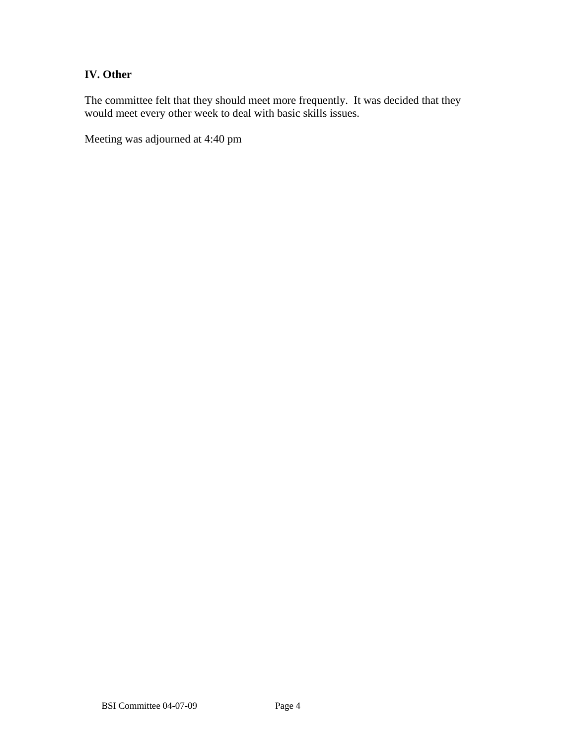## IV. Other

The committee felt that they should meet more frequently. It was decided that they would meet every other week to deal with basic skills issues.

Meeting was adjourned at 4:40 pm